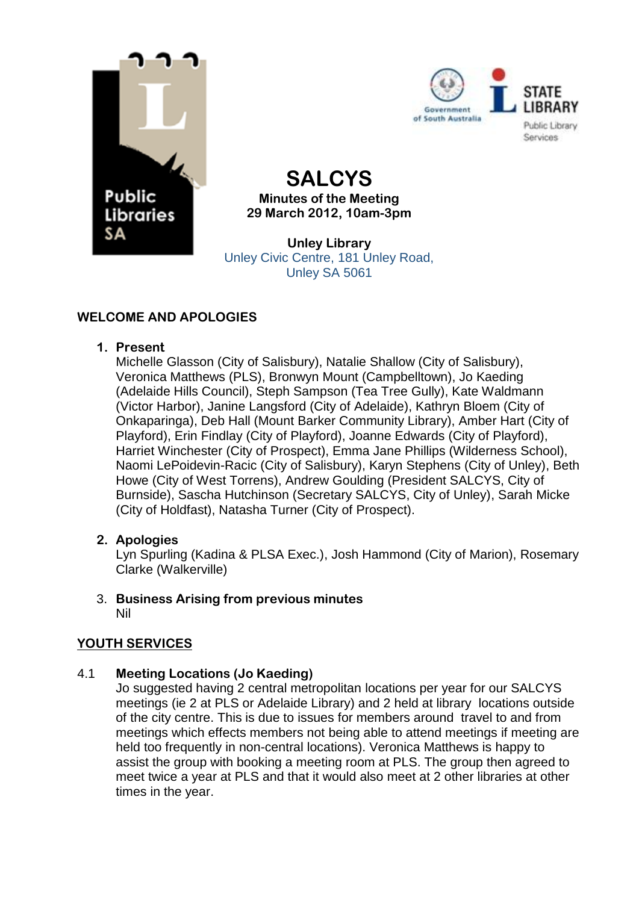# SALCYS

**Minutes of the Meeting**
**29 March 2012, 10am-3pm**

**Unley Library**
Unley Civic Centre, 181 Unley Road,
Unley SA 5061

## WELCOME AND APOLOGIES

1. **Present**
   Michelle Glasson (City of Salisbury), Natalie Shallow (City of Salisbury), Veronica Matthews (PLS), Bronwyn Mount (Campbelltown), Jo Kaeding (Adelaide Hills Council), Steph Sampson (Tea Tree Gully), Kate Waldmann (Victor Harbor), Janine Langsford (City of Adelaide), Kathryn Bloem (City of Onkaparinga), Deb Hall (Mount Barker Community Library), Amber Hart (City of Playford), Erin Findlay (City of Playford), Joanne Edwards (City of Playford), Harriet Winchester (City of Prospect), Emma Jane Phillips (Wilderness School), Naomi LePoidevin-Racic (City of Salisbury), Karyn Stephens (City of Unley), Beth Howe (City of West Torrens), Andrew Goulding (President SALCYS, City of Burnside), Sascha Hutchinson (Secretary SALCYS, City of Unley), Sarah Micke (City of Holdfast), Natasha Turner (City of Prospect).

2. **Apologies**
   Lyn Spurling (Kadina & PLSA Exec.), Josh Hammond (City of Marion), Rosemary Clarke (Walkerville)

3. **Business Arising from previous minutes**
   Nil

## YOUTH SERVICES

4.1 **Meeting Locations (Jo Kaeding)**
Jo suggested having 2 central metropolitan locations per year for our SALCYS meetings (ie 2 at PLS or Adelaide Library) and 2 held at library locations outside of the city centre. This is due to issues for members around travel to and from meetings which effects members not being able to attend meetings if meeting are held too frequently in non-central locations). Veronica Matthews is happy to assist the group with booking a meeting room at PLS. The group then agreed to meet twice a year at PLS and that it would also meet at 2 other libraries at other times in the year.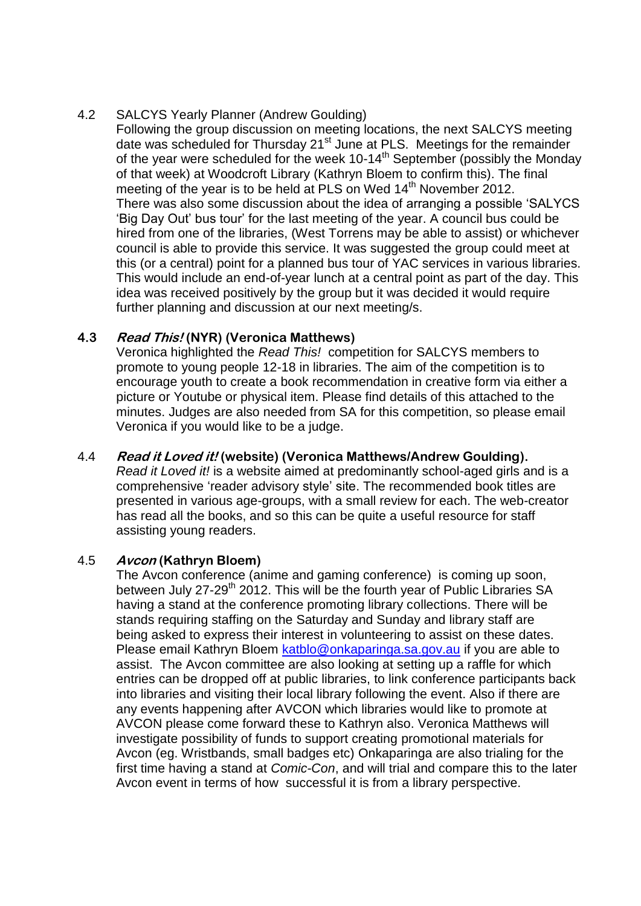4.2 SALCYS Yearly Planner (Andrew Goulding)

Following the group discussion on meeting locations, the next SALCYS meeting date was scheduled for Thursday 21st June at PLS. Meetings for the remainder of the year were scheduled for the week 10-14th September (possibly the Monday of that week) at Woodcroft Library (Kathryn Bloem to confirm this). The final meeting of the year is to be held at PLS on Wed 14th November 2012.

There was also some discussion about the idea of arranging a possible 'SALYCS 'Big Day Out' bus tour' for the last meeting of the year. A council bus could be hired from one of the libraries, (West Torrens may be able to assist) or whichever council is able to provide this service. It was suggested the group could meet at this (or a central) point for a planned bus tour of YAC services in various libraries. This would include an end-of-year lunch at a central point as part of the day. This idea was received positively by the group but it was decided it would require further planning and discussion at our next meeting/s.

**4.3 *Read This!* (NYR) (Veronica Matthews)**

Veronica highlighted the *Read This!* competition for SALCYS members to promote to young people 12-18 in libraries. The aim of the competition is to encourage youth to create a book recommendation in creative form via either a picture or Youtube or physical item. Please find details of this attached to the minutes. Judges are also needed from SA for this competition, so please email Veronica if you would like to be a judge.

4.4 ***Read it Loved it!* (website) (Veronica Matthews/Andrew Goulding).**

*Read it Loved it!* is a website aimed at predominantly school-aged girls and is a comprehensive 'reader advisory style' site. The recommended book titles are presented in various age-groups, with a small review for each. The web-creator has read all the books, and so this can be quite a useful resource for staff assisting young readers.

4.5 ***Avcon* (Kathryn Bloem)**

The Avcon conference (anime and gaming conference) is coming up soon, between July 27-29th 2012. This will be the fourth year of Public Libraries SA having a stand at the conference promoting library collections. There will be stands requiring staffing on the Saturday and Sunday and library staff are being asked to express their interest in volunteering to assist on these dates. Please email Kathryn Bloem katblo@onkaparinga.sa.gov.au if you are able to assist. The Avcon committee are also looking at setting up a raffle for which entries can be dropped off at public libraries, to link conference participants back into libraries and visiting their local library following the event. Also if there are any events happening after AVCON which libraries would like to promote at AVCON please come forward these to Kathryn also. Veronica Matthews will investigate possibility of funds to support creating promotional materials for Avcon (eg. Wristbands, small badges etc) Onkaparinga are also trialing for the first time having a stand at *Comic-Con*, and will trial and compare this to the later Avcon event in terms of how successful it is from a library perspective.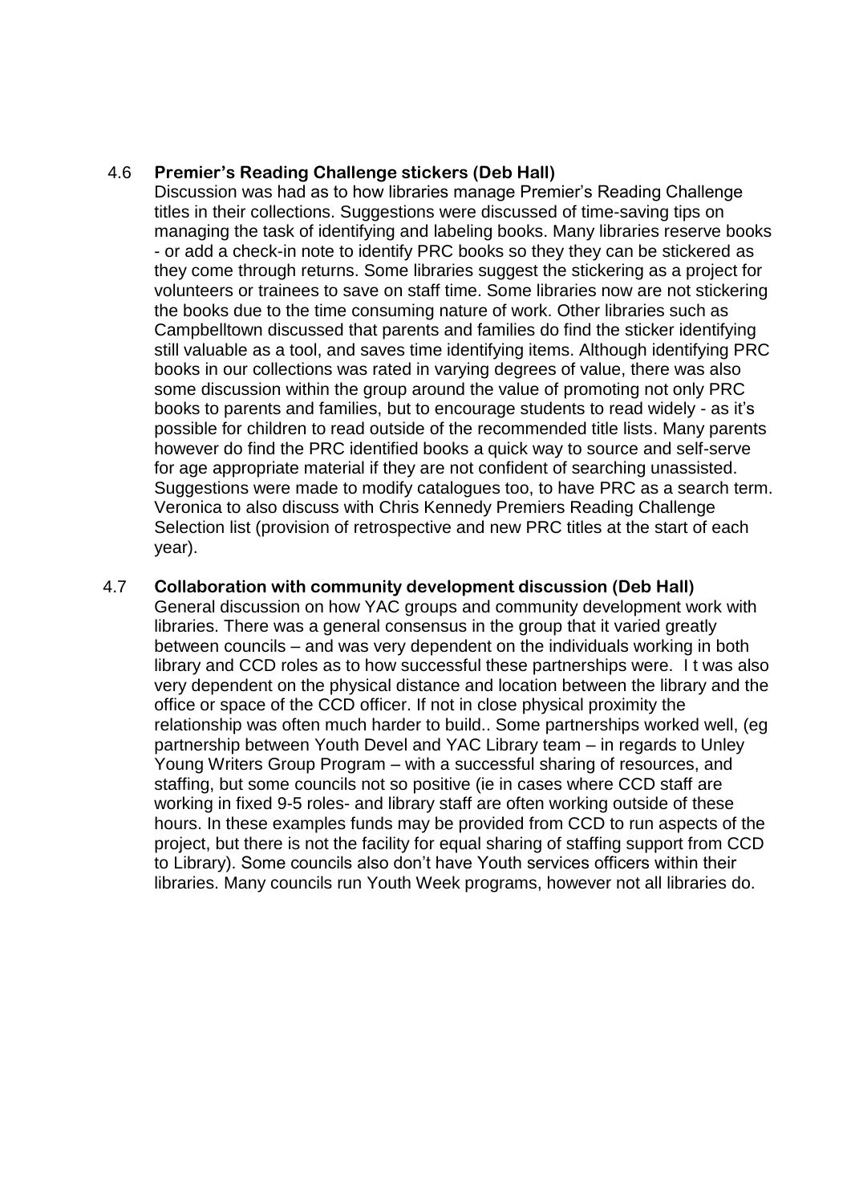4.6 **Premier's Reading Challenge stickers (Deb Hall)**

Discussion was had as to how libraries manage Premier's Reading Challenge titles in their collections. Suggestions were discussed of time-saving tips on managing the task of identifying and labeling books. Many libraries reserve books - or add a check-in note to identify PRC books so they they can be stickered as they come through returns. Some libraries suggest the stickering as a project for volunteers or trainees to save on staff time. Some libraries now are not stickering the books due to the time consuming nature of work. Other libraries such as Campbelltown discussed that parents and families do find the sticker identifying still valuable as a tool, and saves time identifying items. Although identifying PRC books in our collections was rated in varying degrees of value, there was also some discussion within the group around the value of promoting not only PRC books to parents and families, but to encourage students to read widely - as it's possible for children to read outside of the recommended title lists. Many parents however do find the PRC identified books a quick way to source and self-serve for age appropriate material if they are not confident of searching unassisted. Suggestions were made to modify catalogues too, to have PRC as a search term. Veronica to also discuss with Chris Kennedy Premiers Reading Challenge Selection list (provision of retrospective and new PRC titles at the start of each year).

4.7 **Collaboration with community development discussion (Deb Hall)**

General discussion on how YAC groups and community development work with libraries. There was a general consensus in the group that it varied greatly between councils – and was very dependent on the individuals working in both library and CCD roles as to how successful these partnerships were. I t was also very dependent on the physical distance and location between the library and the office or space of the CCD officer. If not in close physical proximity the relationship was often much harder to build.. Some partnerships worked well, (eg partnership between Youth Devel and YAC Library team – in regards to Unley Young Writers Group Program – with a successful sharing of resources, and staffing, but some councils not so positive (ie in cases where CCD staff are working in fixed 9-5 roles- and library staff are often working outside of these hours. In these examples funds may be provided from CCD to run aspects of the project, but there is not the facility for equal sharing of staffing support from CCD to Library). Some councils also don't have Youth services officers within their libraries. Many councils run Youth Week programs, however not all libraries do.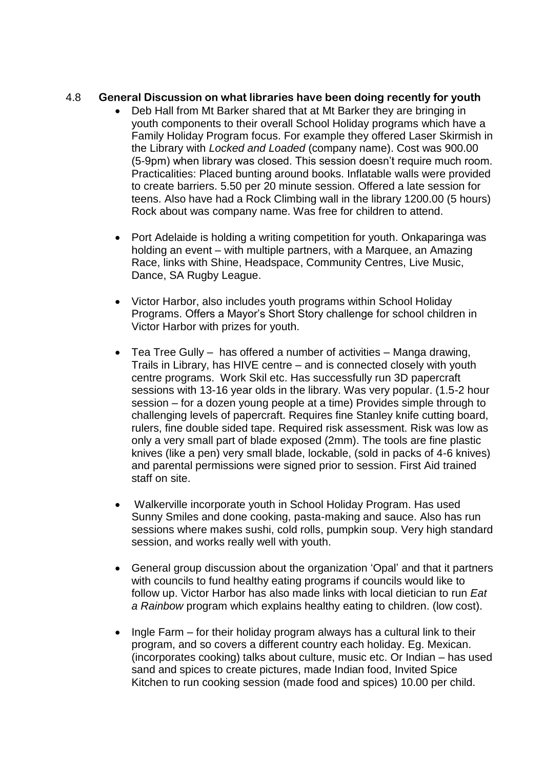4.8 **General Discussion on what libraries have been doing recently for youth**

- Deb Hall from Mt Barker shared that at Mt Barker they are bringing in youth components to their overall School Holiday programs which have a Family Holiday Program focus. For example they offered Laser Skirmish in the Library with *Locked and Loaded* (company name). Cost was 900.00 (5-9pm) when library was closed. This session doesn't require much room. Practicalities: Placed bunting around books. Inflatable walls were provided to create barriers. 5.50 per 20 minute session. Offered a late session for teens. Also have had a Rock Climbing wall in the library 1200.00 (5 hours) Rock about was company name. Was free for children to attend.

- Port Adelaide is holding a writing competition for youth. Onkaparinga was holding an event – with multiple partners, with a Marquee, an Amazing Race, links with Shine, Headspace, Community Centres, Live Music, Dance, SA Rugby League.

- Victor Harbor, also includes youth programs within School Holiday Programs. Offers a Mayor's Short Story challenge for school children in Victor Harbor with prizes for youth.

- Tea Tree Gully – has offered a number of activities – Manga drawing, Trails in Library, has HIVE centre – and is connected closely with youth centre programs. Work Skil etc. Has successfully run 3D papercraft sessions with 13-16 year olds in the library. Was very popular. (1.5-2 hour session – for a dozen young people at a time) Provides simple through to challenging levels of papercraft. Requires fine Stanley knife cutting board, rulers, fine double sided tape. Required risk assessment. Risk was low as only a very small part of blade exposed (2mm). The tools are fine plastic knives (like a pen) very small blade, lockable, (sold in packs of 4-6 knives) and parental permissions were signed prior to session. First Aid trained staff on site.

- Walkerville incorporate youth in School Holiday Program. Has used Sunny Smiles and done cooking, pasta-making and sauce. Also has run sessions where makes sushi, cold rolls, pumpkin soup. Very high standard session, and works really well with youth.

- General group discussion about the organization 'Opal' and that it partners with councils to fund healthy eating programs if councils would like to follow up. Victor Harbor has also made links with local dietician to run *Eat a Rainbow* program which explains healthy eating to children. (low cost).

- Ingle Farm – for their holiday program always has a cultural link to their program, and so covers a different country each holiday. Eg. Mexican. (incorporates cooking) talks about culture, music etc. Or Indian – has used sand and spices to create pictures, made Indian food, Invited Spice Kitchen to run cooking session (made food and spices) 10.00 per child.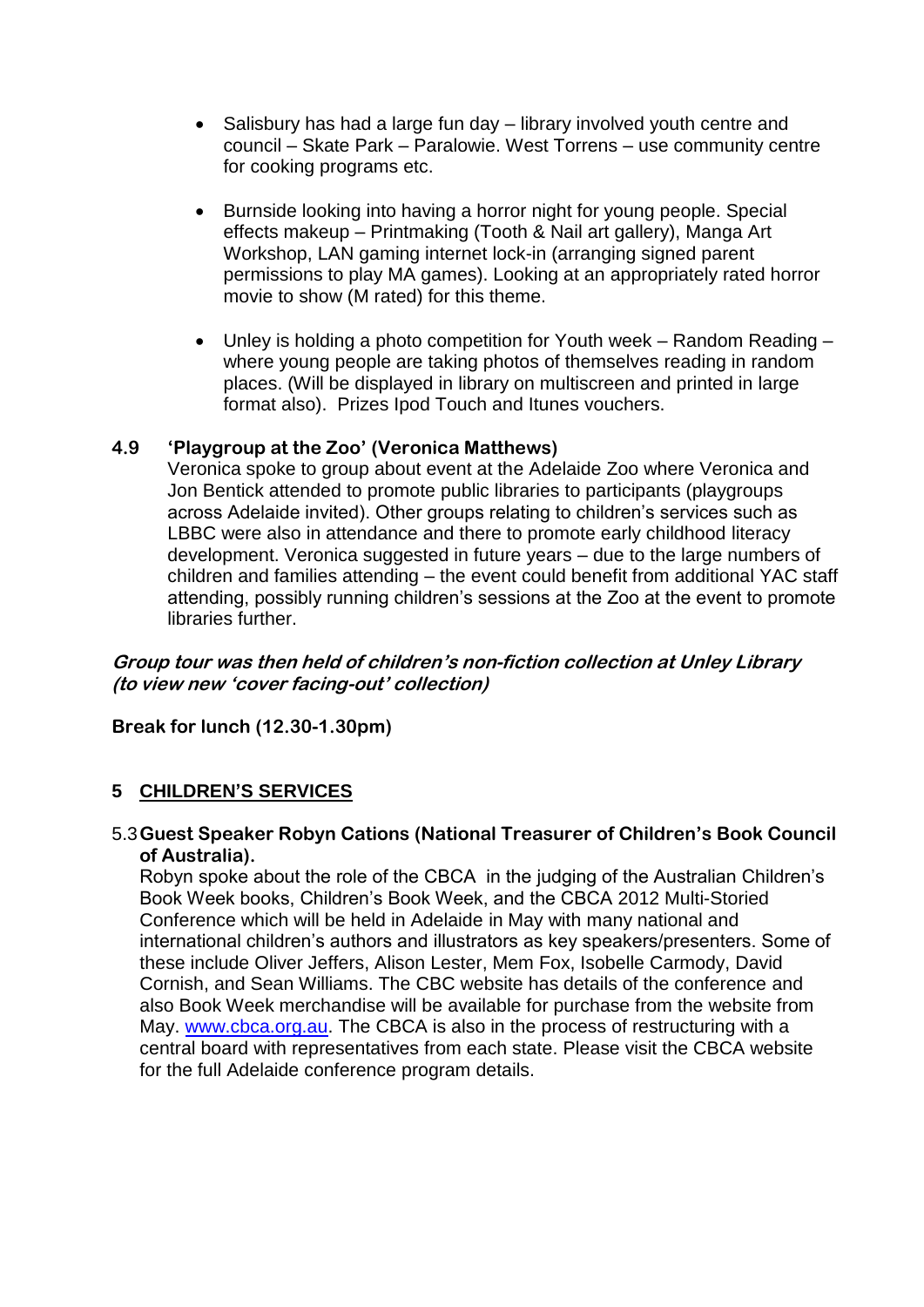- Salisbury has had a large fun day – library involved youth centre and council – Skate Park – Paralowie. West Torrens – use community centre for cooking programs etc.

- Burnside looking into having a horror night for young people. Special effects makeup – Printmaking (Tooth & Nail art gallery), Manga Art Workshop, LAN gaming internet lock-in (arranging signed parent permissions to play MA games). Looking at an appropriately rated horror movie to show (M rated) for this theme.

- Unley is holding a photo competition for Youth week – Random Reading – where young people are taking photos of themselves reading in random places. (Will be displayed in library on multiscreen and printed in large format also). Prizes Ipod Touch and Itunes vouchers.

**4.9 'Playgroup at the Zoo' (Veronica Matthews)**

Veronica spoke to group about event at the Adelaide Zoo where Veronica and Jon Bentick attended to promote public libraries to participants (playgroups across Adelaide invited). Other groups relating to children's services such as LBBC were also in attendance and there to promote early childhood literacy development. Veronica suggested in future years – due to the large numbers of children and families attending – the event could benefit from additional YAC staff attending, possibly running children's sessions at the Zoo at the event to promote libraries further.

***Group tour was then held of children's non-fiction collection at Unley Library (to view new 'cover facing-out' collection)***

**Break for lunch (12.30-1.30pm)**

## 5 CHILDREN'S SERVICES

**5.3 Guest Speaker Robyn Cations (National Treasurer of Children's Book Council of Australia).**

Robyn spoke about the role of the CBCA in the judging of the Australian Children's Book Week books, Children's Book Week, and the CBCA 2012 Multi-Storied Conference which will be held in Adelaide in May with many national and international children's authors and illustrators as key speakers/presenters. Some of these include Oliver Jeffers, Alison Lester, Mem Fox, Isobelle Carmody, David Cornish, and Sean Williams. The CBC website has details of the conference and also Book Week merchandise will be available for purchase from the website from May. [www.cbca.org.au](http://www.cbca.org.au). The CBCA is also in the process of restructuring with a central board with representatives from each state. Please visit the CBCA website for the full Adelaide conference program details.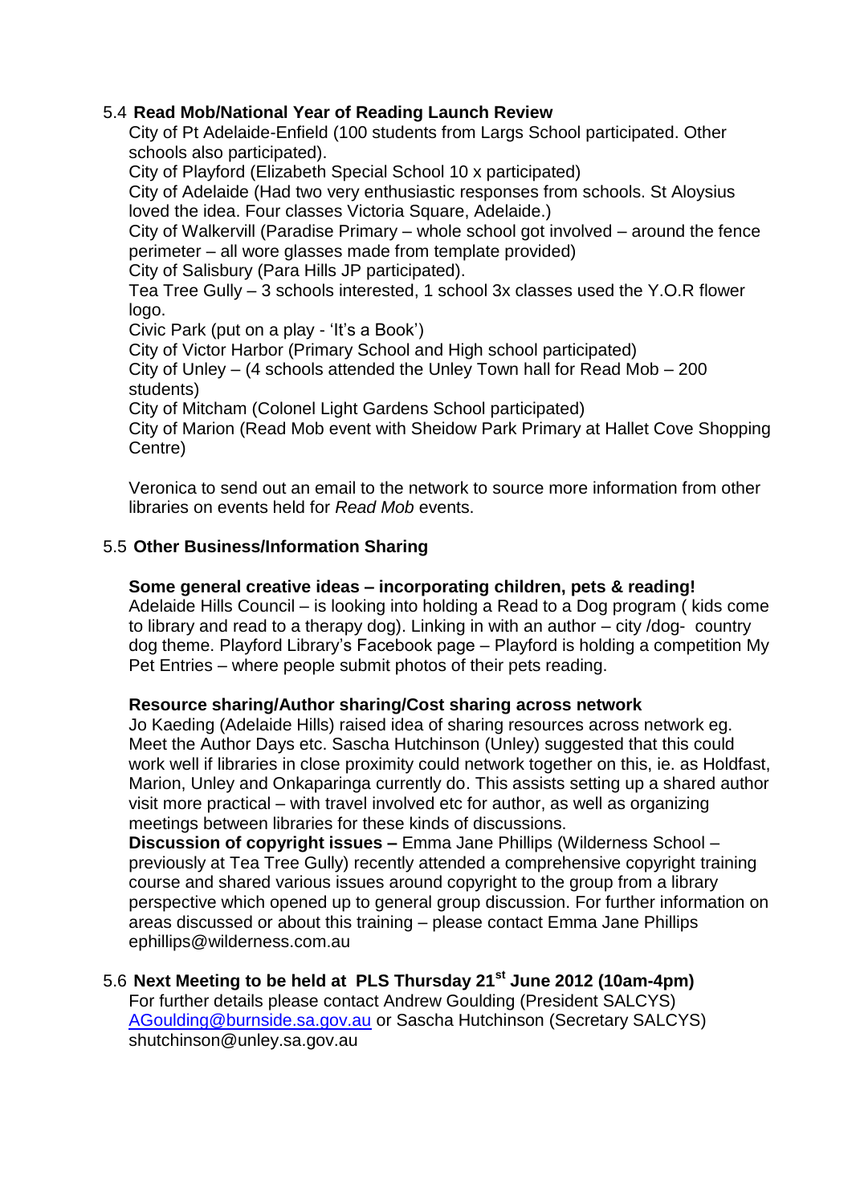5.4 **Read Mob/National Year of Reading Launch Review**

City of Pt Adelaide-Enfield (100 students from Largs School participated. Other schools also participated).
City of Playford (Elizabeth Special School 10 x participated)
City of Adelaide (Had two very enthusiastic responses from schools. St Aloysius loved the idea. Four classes Victoria Square, Adelaide.)
City of Walkervill (Paradise Primary – whole school got involved – around the fence perimeter – all wore glasses made from template provided)
City of Salisbury (Para Hills JP participated).
Tea Tree Gully – 3 schools interested, 1 school 3x classes used the Y.O.R flower logo.
Civic Park (put on a play - 'It's a Book')
City of Victor Harbor (Primary School and High school participated)
City of Unley – (4 schools attended the Unley Town hall for Read Mob – 200 students)
City of Mitcham (Colonel Light Gardens School participated)
City of Marion (Read Mob event with Sheidow Park Primary at Hallet Cove Shopping Centre)

Veronica to send out an email to the network to source more information from other libraries on events held for *Read Mob* events.

5.5 **Other Business/Information Sharing**

**Some general creative ideas – incorporating children, pets & reading!**
Adelaide Hills Council – is looking into holding a Read to a Dog program ( kids come to library and read to a therapy dog). Linking in with an author – city /dog- country dog theme. Playford Library's Facebook page – Playford is holding a competition My Pet Entries – where people submit photos of their pets reading.

**Resource sharing/Author sharing/Cost sharing across network**
Jo Kaeding (Adelaide Hills) raised idea of sharing resources across network eg. Meet the Author Days etc. Sascha Hutchinson (Unley) suggested that this could work well if libraries in close proximity could network together on this, ie. as Holdfast, Marion, Unley and Onkaparinga currently do. This assists setting up a shared author visit more practical – with travel involved etc for author, as well as organizing meetings between libraries for these kinds of discussions.
**Discussion of copyright issues –** Emma Jane Phillips (Wilderness School – previously at Tea Tree Gully) recently attended a comprehensive copyright training course and shared various issues around copyright to the group from a library perspective which opened up to general group discussion. For further information on areas discussed or about this training – please contact Emma Jane Phillips ephillips@wilderness.com.au

5.6 **Next Meeting to be held at PLS Thursday 21st June 2012 (10am-4pm)**

For further details please contact Andrew Goulding (President SALCYS) AGoulding@burnside.sa.gov.au or Sascha Hutchinson (Secretary SALCYS) shutchinson@unley.sa.gov.au